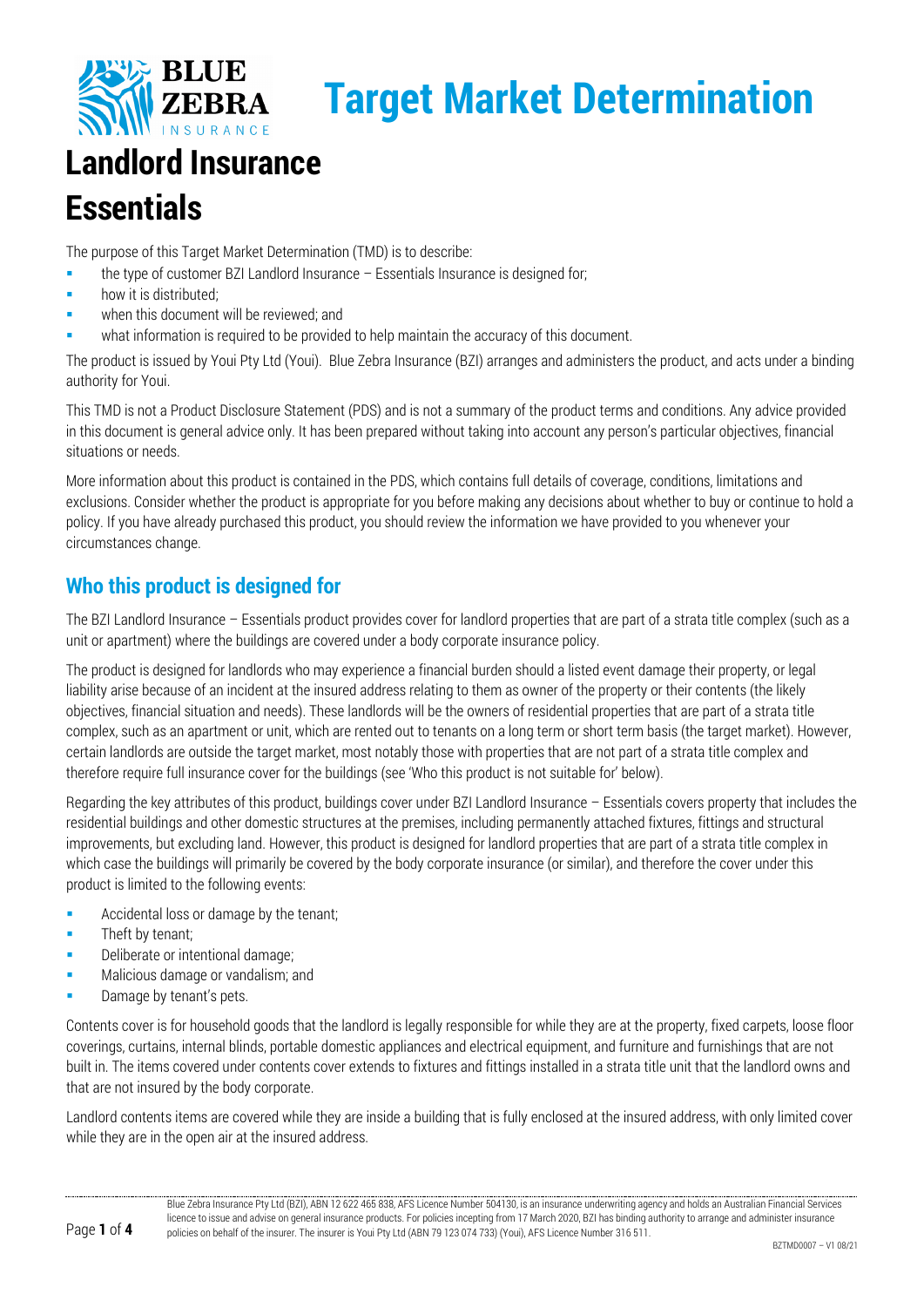# Target Market Determination

# Landlord Insurance Essentials

The purpose of this Target Market Determination (TMD) is to describe:

- the type of customer BZI Landlord Insurance – Essentials Insurance is designed for;
- how it is distributed;
- when this document will be reviewed; and
- what information is required to be provided to help maintain the accuracy of this document.

The product is issued by Youi Pty Ltd (Youi). Blue Zebra Insurance (BZI) arranges and administers the product, and acts under a binding authority for Youi.

This TMD is not a Product Disclosure Statement (PDS) and is not a summary of the product terms and conditions. Any advice provided in this document is general advice only. It has been prepared without taking into account any person's particular objectives, financial situations or needs.

More information about this product is contained in the PDS, which contains full details of coverage, conditions, limitations and exclusions. Consider whether the product is appropriate for you before making any decisions about whether to buy or continue to hold a policy. If you have already purchased this product, you should review the information we have provided to you whenever your circumstances change.

## Who this product is designed for

The BZI Landlord Insurance – Essentials product provides cover for landlord properties that are part of a strata title complex (such as a unit or apartment) where the buildings are covered under a body corporate insurance policy.

The product is designed for landlords who may experience a financial burden should a listed event damage their property, or legal liability arise because of an incident at the insured address relating to them as owner of the property or their contents (the likely objectives, financial situation and needs). These landlords will be the owners of residential properties that are part of a strata title complex, such as an apartment or unit, which are rented out to tenants on a long term or short term basis (the target market). However, certain landlords are outside the target market, most notably those with properties that are not part of a strata title complex and therefore require full insurance cover for the buildings (see 'Who this product is not suitable for' below).

Regarding the key attributes of this product, buildings cover under BZI Landlord Insurance – Essentials covers property that includes the residential buildings and other domestic structures at the premises, including permanently attached fixtures, fittings and structural improvements, but excluding land. However, this product is designed for landlord properties that are part of a strata title complex in which case the buildings will primarily be covered by the body corporate insurance (or similar), and therefore the cover under this product is limited to the following events:

- Accidental loss or damage by the tenant;
- Theft by tenant;
- Deliberate or intentional damage;
- Malicious damage or vandalism; and
- Damage by tenant's pets.

Contents cover is for household goods that the landlord is legally responsible for while they are at the property, fixed carpets, loose floor coverings, curtains, internal blinds, portable domestic appliances and electrical equipment, and furniture and furnishings that are not built in. The items covered under contents cover extends to fixtures and fittings installed in a strata title unit that the landlord owns and that are not insured by the body corporate.

Landlord contents items are covered while they are inside a building that is fully enclosed at the insured address, with only limited cover while they are in the open air at the insured address.

Blue Zebra Insurance Pty Ltd (BZI), ABN 12 622 465 838, AFS Licence Number 504130, is an insurance underwriting agency and holds an Australian Financial Services licence to issue and advise on general insurance products. For policies incepting from 17 March 2020, BZI has binding authority to arrange and administer insurance policies on behalf of the insurer. The insurer is Youi Pty Ltd (ABN 79 123 074 733) (Youi), AFS Licence Number 316 511.

BZTMD0007 – V1 08/21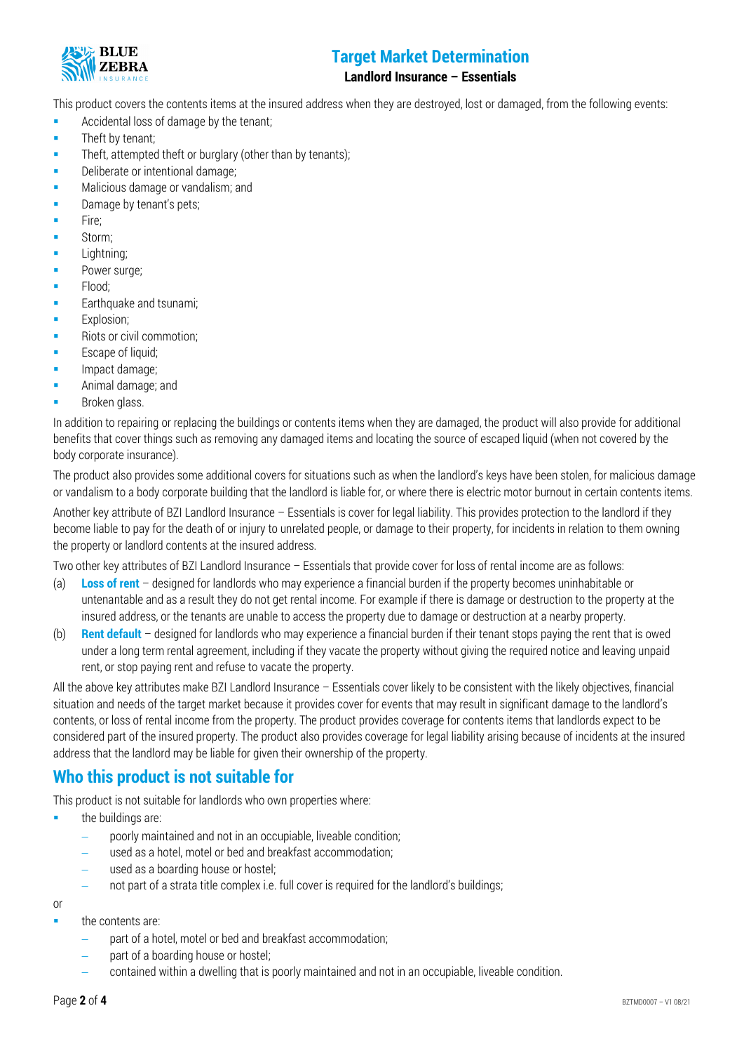This product covers the contents items at the insured address when they are destroyed, lost or damaged, from the following events:

- Accidental loss of damage by the tenant;
- Theft by tenant;
- Theft, attempted theft or burglary (other than by tenants);
- Deliberate or intentional damage;
- Malicious damage or vandalism; and
- Damage by tenant's pets;
- Fire;
- Storm;
- Lightning;
- Power surge;
- Flood;
- Earthquake and tsunami;
- Explosion;
- Riots or civil commotion;
- Escape of liquid;
- Impact damage;
- Animal damage; and
- Broken glass.

In addition to repairing or replacing the buildings or contents items when they are damaged, the product will also provide for additional benefits that cover things such as removing any damaged items and locating the source of escaped liquid (when not covered by the body corporate insurance).

The product also provides some additional covers for situations such as when the landlord's keys have been stolen, for malicious damage or vandalism to a body corporate building that the landlord is liable for, or where there is electric motor burnout in certain contents items.

Another key attribute of BZI Landlord Insurance – Essentials is cover for legal liability. This provides protection to the landlord if they become liable to pay for the death of or injury to unrelated people, or damage to their property, for incidents in relation to them owning the property or landlord contents at the insured address.

Two other key attributes of BZI Landlord Insurance – Essentials that provide cover for loss of rental income are as follows:

(a) **Loss of rent** – designed for landlords who may experience a financial burden if the property becomes uninhabitable or untenantable and as a result they do not get rental income. For example if there is damage or destruction to the property at the insured address, or the tenants are unable to access the property due to damage or destruction at a nearby property.

(b) **Rent default** – designed for landlords who may experience a financial burden if their tenant stops paying the rent that is owed under a long term rental agreement, including if they vacate the property without giving the required notice and leaving unpaid rent, or stop paying rent and refuse to vacate the property.

All the above key attributes make BZI Landlord Insurance – Essentials cover likely to be consistent with the likely objectives, financial situation and needs of the target market because it provides cover for events that may result in significant damage to the landlord's contents, or loss of rental income from the property. The product provides coverage for contents items that landlords expect to be considered part of the insured property. The product also provides coverage for legal liability arising because of incidents at the insured address that the landlord may be liable for given their ownership of the property.

## Who this product is not suitable for

This product is not suitable for landlords who own properties where:

- the buildings are:
  - poorly maintained and not in an occupiable, liveable condition;
  - used as a hotel, motel or bed and breakfast accommodation;
  - used as a boarding house or hostel;
  - not part of a strata title complex i.e. full cover is required for the landlord's buildings;

or

- the contents are:
  - part of a hotel, motel or bed and breakfast accommodation;
  - part of a boarding house or hostel;
  - contained within a dwelling that is poorly maintained and not in an occupiable, liveable condition.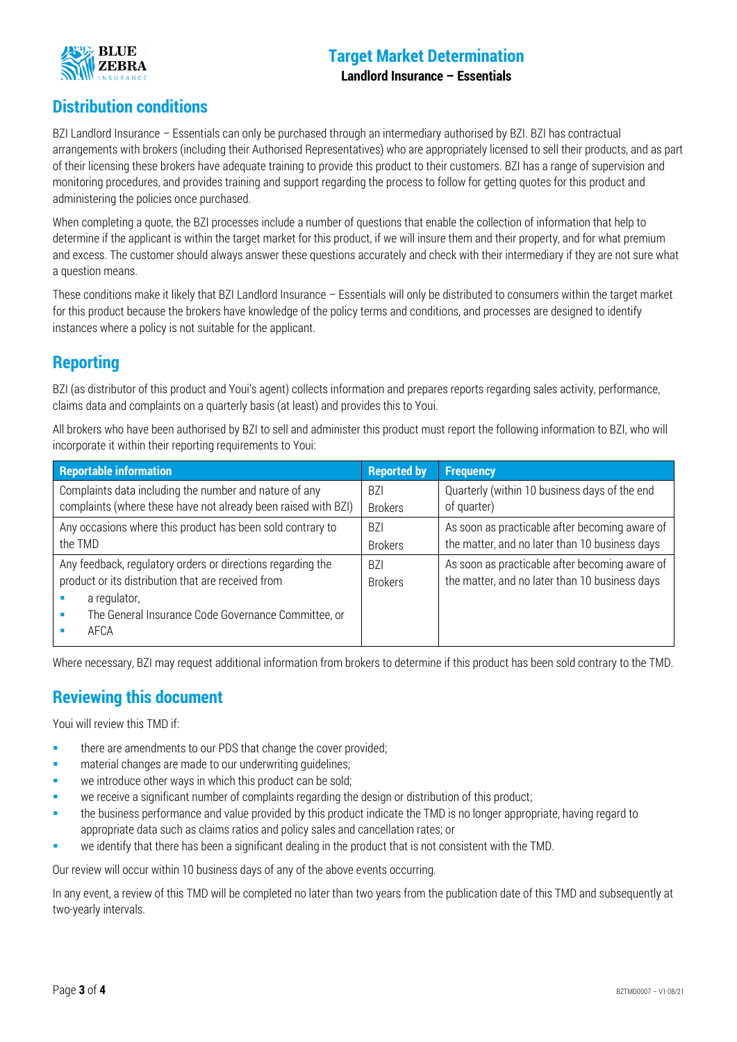## Distribution conditions

BZI Landlord Insurance – Essentials can only be purchased through an intermediary authorised by BZI. BZI has contractual arrangements with brokers (including their Authorised Representatives) who are appropriately licensed to sell their products, and as part of their licensing these brokers have adequate training to provide this product to their customers. BZI has a range of supervision and monitoring procedures, and provides training and support regarding the process to follow for getting quotes for this product and administering the policies once purchased.

When completing a quote, the BZI processes include a number of questions that enable the collection of information that help to determine if the applicant is within the target market for this product, if we will insure them and their property, and for what premium and excess. The customer should always answer these questions accurately and check with their intermediary if they are not sure what a question means.

These conditions make it likely that BZI Landlord Insurance – Essentials will only be distributed to consumers within the target market for this product because the brokers have knowledge of the policy terms and conditions, and processes are designed to identify instances where a policy is not suitable for the applicant.

## Reporting

BZI (as distributor of this product and Youi's agent) collects information and prepares reports regarding sales activity, performance, claims data and complaints on a quarterly basis (at least) and provides this to Youi.

All brokers who have been authorised by BZI to sell and administer this product must report the following information to BZI, who will incorporate it within their reporting requirements to Youi:

| Reportable information | Reported by | Frequency |
|---|---|---|
| Complaints data including the number and nature of any complaints (where these have not already been raised with BZI) | BZI Brokers | Quarterly (within 10 business days of the end of quarter) |
| Any occasions where this product has been sold contrary to the TMD | BZI Brokers | As soon as practicable after becoming aware of the matter, and no later than 10 business days |
| Any feedback, regulatory orders or directions regarding the product or its distribution that are received from<br>▪ a regulator,<br>▪ The General Insurance Code Governance Committee, or<br>▪ AFCA | BZI Brokers | As soon as practicable after becoming aware of the matter, and no later than 10 business days |

Where necessary, BZI may request additional information from brokers to determine if this product has been sold contrary to the TMD.

## Reviewing this document

Youi will review this TMD if:

- there are amendments to our PDS that change the cover provided;
- material changes are made to our underwriting guidelines;
- we introduce other ways in which this product can be sold;
- we receive a significant number of complaints regarding the design or distribution of this product;
- the business performance and value provided by this product indicate the TMD is no longer appropriate, having regard to appropriate data such as claims ratios and policy sales and cancellation rates; or
- we identify that there has been a significant dealing in the product that is not consistent with the TMD.

Our review will occur within 10 business days of any of the above events occurring.

In any event, a review of this TMD will be completed no later than two years from the publication date of this TMD and subsequently at two-yearly intervals.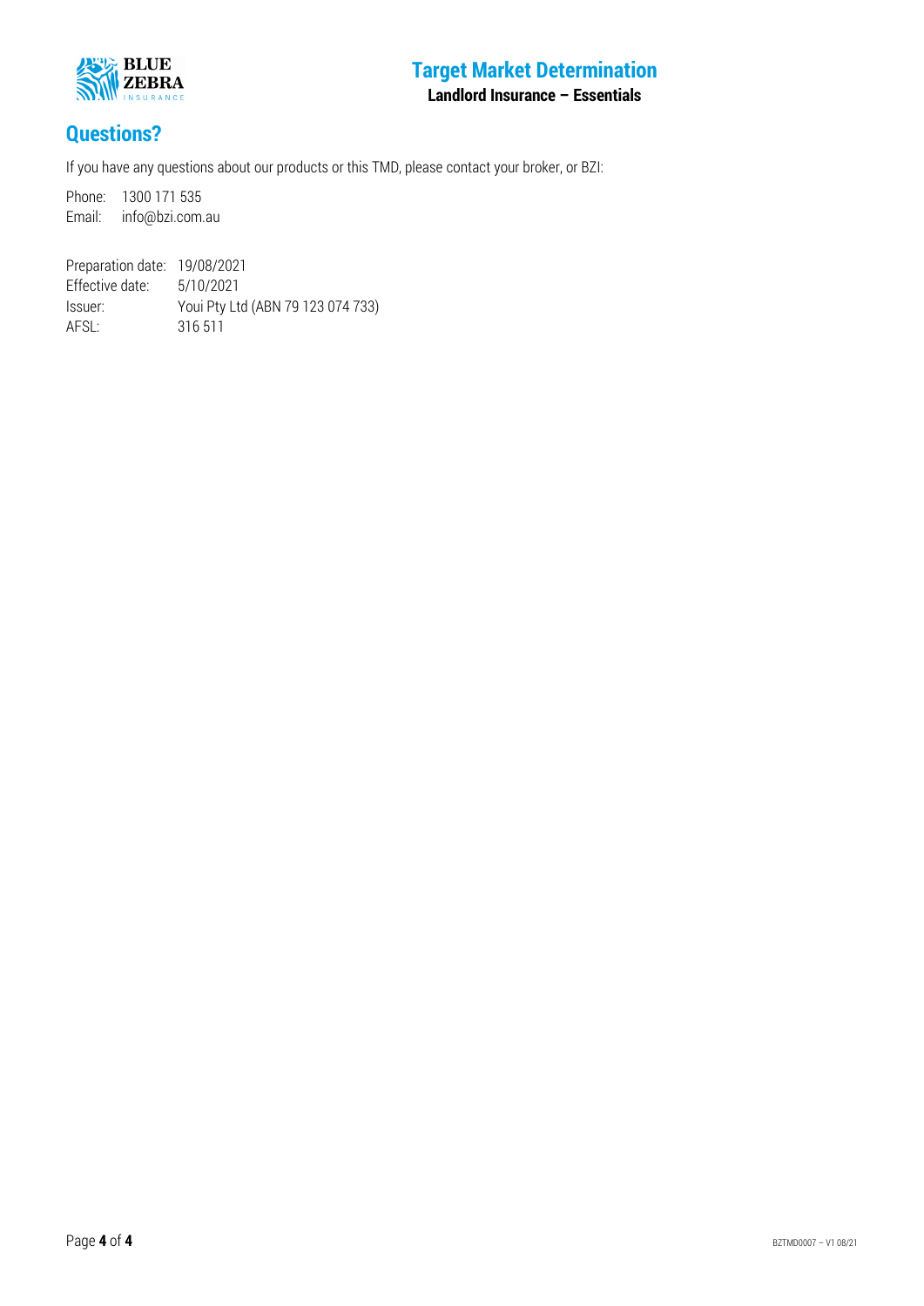## Questions?

If you have any questions about our products or this TMD, please contact your broker, or BZI:

Phone: 1300 171 535
Email: info@bzi.com.au

| | |
|---|---|
| Preparation date: | 19/08/2021 |
| Effective date: | 5/10/2021 |
| Issuer: | Youi Pty Ltd (ABN 79 123 074 733) |
| AFSL: | 316 511 |